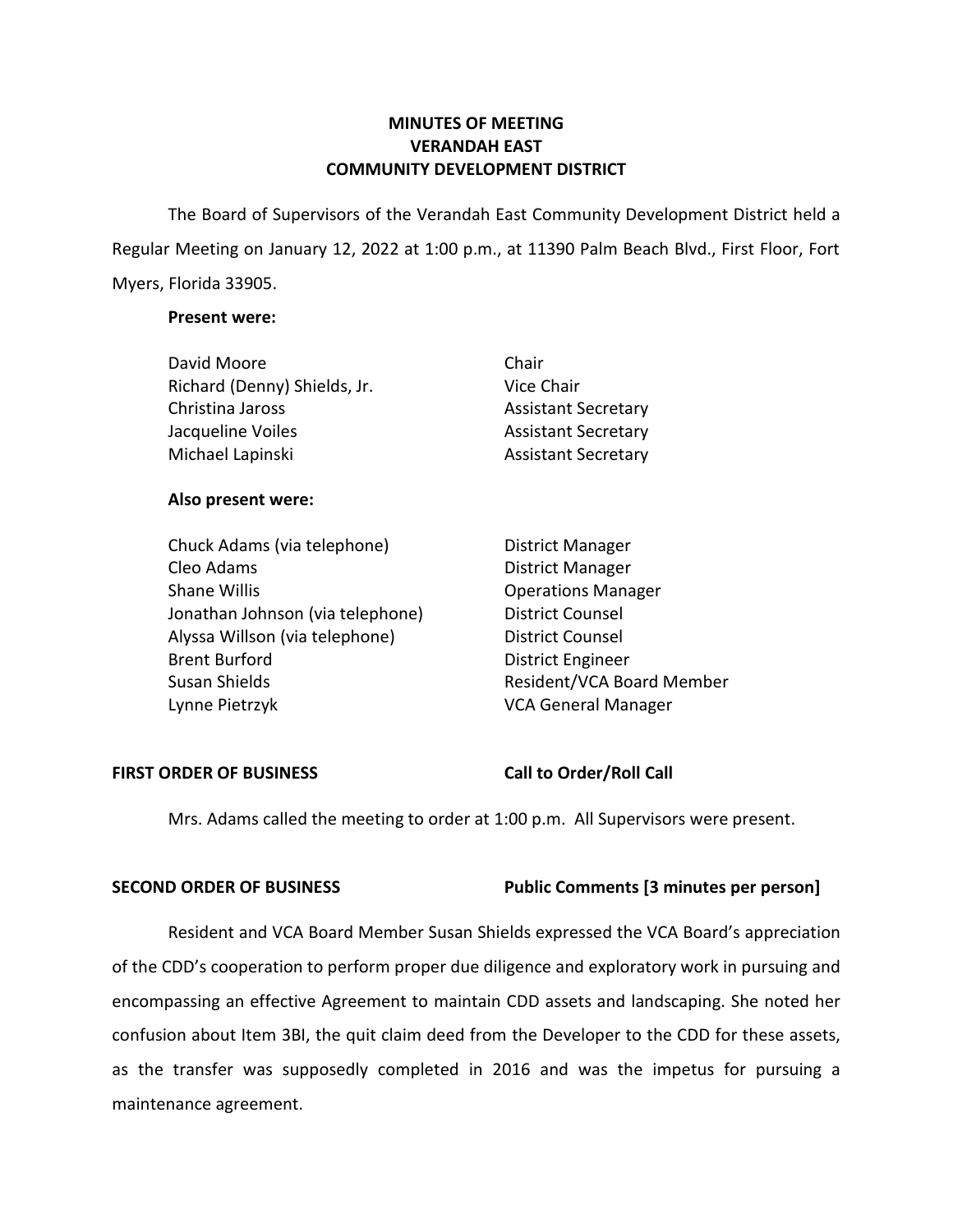# MINUTES OF MEETING
# VERANDAH EAST
# COMMUNITY DEVELOPMENT DISTRICT

The Board of Supervisors of the Verandah East Community Development District held a Regular Meeting on January 12, 2022 at 1:00 p.m., at 11390 Palm Beach Blvd., First Floor, Fort Myers, Florida 33905.

**Present were:**

| | |
|---|---|
| David Moore | Chair |
| Richard (Denny) Shields, Jr. | Vice Chair |
| Christina Jaross | Assistant Secretary |
| Jacqueline Voiles | Assistant Secretary |
| Michael Lapinski | Assistant Secretary |

**Also present were:**

| | |
|---|---|
| Chuck Adams (via telephone) | District Manager |
| Cleo Adams | District Manager |
| Shane Willis | Operations Manager |
| Jonathan Johnson (via telephone) | District Counsel |
| Alyssa Willson (via telephone) | District Counsel |
| Brent Burford | District Engineer |
| Susan Shields | Resident/VCA Board Member |
| Lynne Pietrzyk | VCA General Manager |

**FIRST ORDER OF BUSINESS** **Call to Order/Roll Call**

Mrs. Adams called the meeting to order at 1:00 p.m. All Supervisors were present.

**SECOND ORDER OF BUSINESS** **Public Comments [3 minutes per person]**

Resident and VCA Board Member Susan Shields expressed the VCA Board's appreciation of the CDD's cooperation to perform proper due diligence and exploratory work in pursuing and encompassing an effective Agreement to maintain CDD assets and landscaping. She noted her confusion about Item 3BI, the quit claim deed from the Developer to the CDD for these assets, as the transfer was supposedly completed in 2016 and was the impetus for pursuing a maintenance agreement.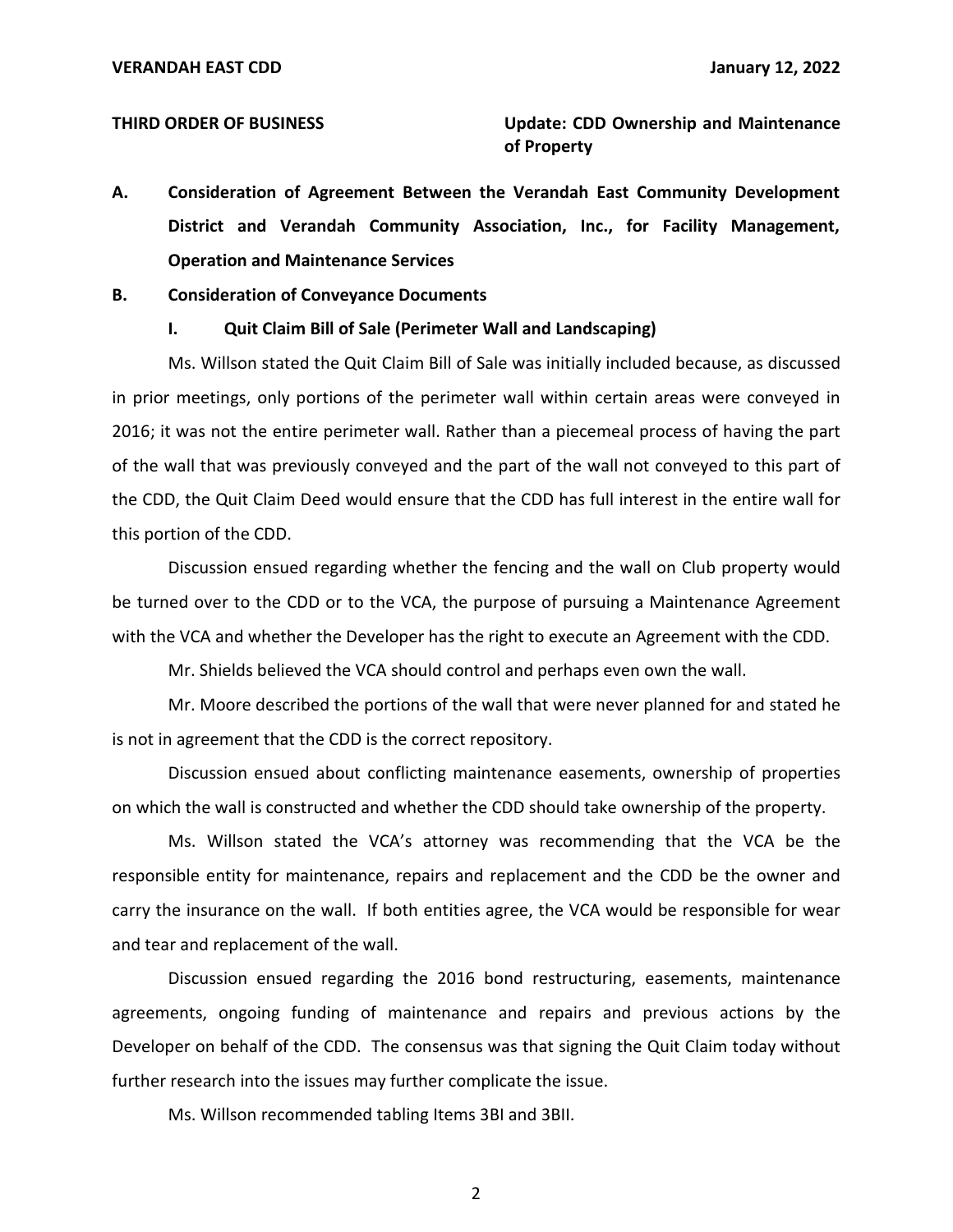**THIRD ORDER OF BUSINESS** **Update: CDD Ownership and Maintenance of Property**

**A. Consideration of Agreement Between the Verandah East Community Development District and Verandah Community Association, Inc., for Facility Management, Operation and Maintenance Services**

**B. Consideration of Conveyance Documents**

**I. Quit Claim Bill of Sale (Perimeter Wall and Landscaping)**

Ms. Willson stated the Quit Claim Bill of Sale was initially included because, as discussed in prior meetings, only portions of the perimeter wall within certain areas were conveyed in 2016; it was not the entire perimeter wall. Rather than a piecemeal process of having the part of the wall that was previously conveyed and the part of the wall not conveyed to this part of the CDD, the Quit Claim Deed would ensure that the CDD has full interest in the entire wall for this portion of the CDD.

Discussion ensued regarding whether the fencing and the wall on Club property would be turned over to the CDD or to the VCA, the purpose of pursuing a Maintenance Agreement with the VCA and whether the Developer has the right to execute an Agreement with the CDD.

Mr. Shields believed the VCA should control and perhaps even own the wall.

Mr. Moore described the portions of the wall that were never planned for and stated he is not in agreement that the CDD is the correct repository.

Discussion ensued about conflicting maintenance easements, ownership of properties on which the wall is constructed and whether the CDD should take ownership of the property.

Ms. Willson stated the VCA's attorney was recommending that the VCA be the responsible entity for maintenance, repairs and replacement and the CDD be the owner and carry the insurance on the wall. If both entities agree, the VCA would be responsible for wear and tear and replacement of the wall.

Discussion ensued regarding the 2016 bond restructuring, easements, maintenance agreements, ongoing funding of maintenance and repairs and previous actions by the Developer on behalf of the CDD. The consensus was that signing the Quit Claim today without further research into the issues may further complicate the issue.

Ms. Willson recommended tabling Items 3BI and 3BII.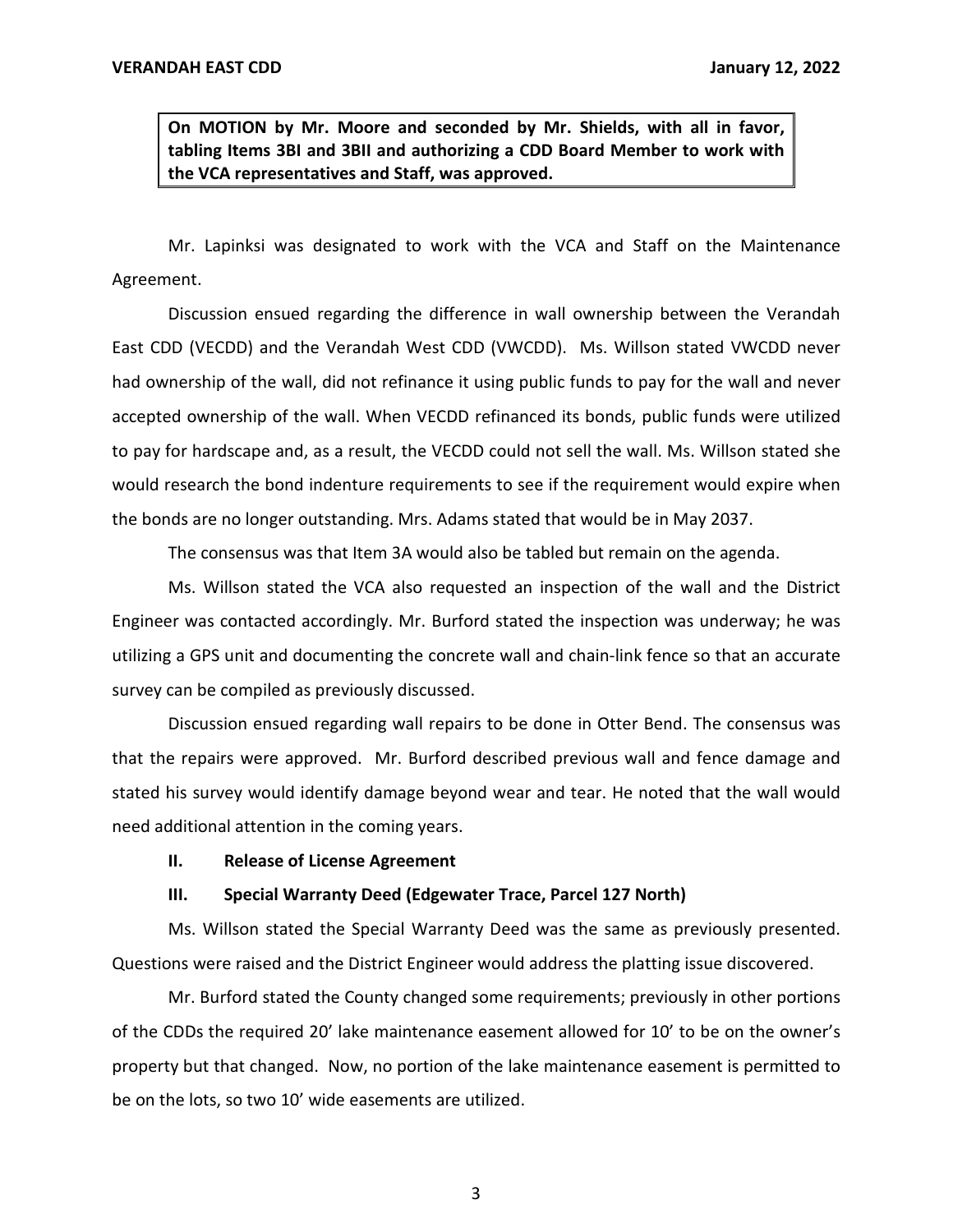**On MOTION by Mr. Moore and seconded by Mr. Shields, with all in favor, tabling Items 3BI and 3BII and authorizing a CDD Board Member to work with the VCA representatives and Staff, was approved.**

Mr. Lapinksi was designated to work with the VCA and Staff on the Maintenance Agreement.

Discussion ensued regarding the difference in wall ownership between the Verandah East CDD (VECDD) and the Verandah West CDD (VWCDD). Ms. Willson stated VWCDD never had ownership of the wall, did not refinance it using public funds to pay for the wall and never accepted ownership of the wall. When VECDD refinanced its bonds, public funds were utilized to pay for hardscape and, as a result, the VECDD could not sell the wall. Ms. Willson stated she would research the bond indenture requirements to see if the requirement would expire when the bonds are no longer outstanding. Mrs. Adams stated that would be in May 2037.

The consensus was that Item 3A would also be tabled but remain on the agenda.

Ms. Willson stated the VCA also requested an inspection of the wall and the District Engineer was contacted accordingly. Mr. Burford stated the inspection was underway; he was utilizing a GPS unit and documenting the concrete wall and chain-link fence so that an accurate survey can be compiled as previously discussed.

Discussion ensued regarding wall repairs to be done in Otter Bend. The consensus was that the repairs were approved. Mr. Burford described previous wall and fence damage and stated his survey would identify damage beyond wear and tear. He noted that the wall would need additional attention in the coming years.

**II. Release of License Agreement**

**III. Special Warranty Deed (Edgewater Trace, Parcel 127 North)**

Ms. Willson stated the Special Warranty Deed was the same as previously presented. Questions were raised and the District Engineer would address the platting issue discovered.

Mr. Burford stated the County changed some requirements; previously in other portions of the CDDs the required 20' lake maintenance easement allowed for 10' to be on the owner's property but that changed. Now, no portion of the lake maintenance easement is permitted to be on the lots, so two 10' wide easements are utilized.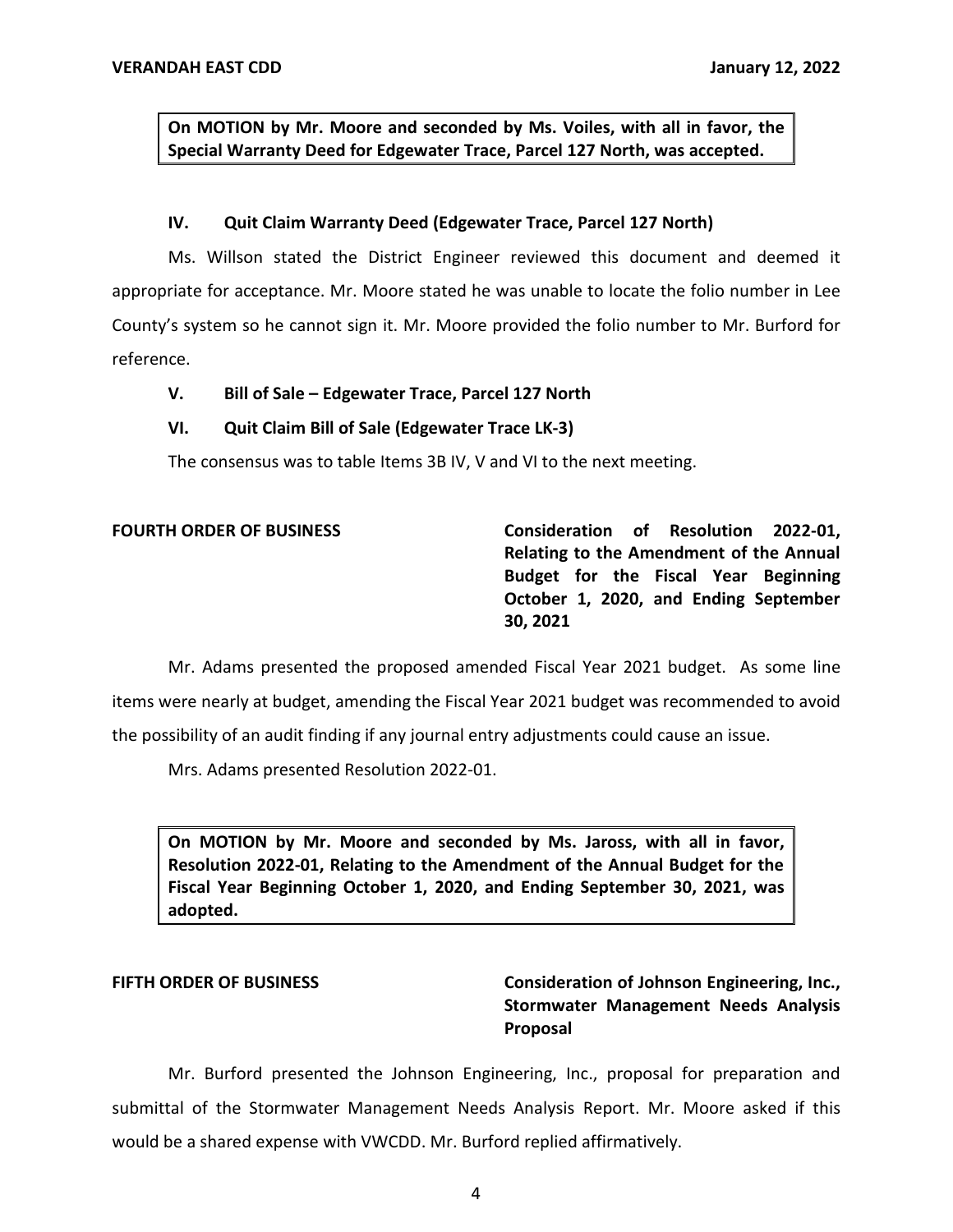**On MOTION by Mr. Moore and seconded by Ms. Voiles, with all in favor, the Special Warranty Deed for Edgewater Trace, Parcel 127 North, was accepted.**

**IV. Quit Claim Warranty Deed (Edgewater Trace, Parcel 127 North)**

Ms. Willson stated the District Engineer reviewed this document and deemed it appropriate for acceptance. Mr. Moore stated he was unable to locate the folio number in Lee County's system so he cannot sign it. Mr. Moore provided the folio number to Mr. Burford for reference.

**V. Bill of Sale – Edgewater Trace, Parcel 127 North**

**VI. Quit Claim Bill of Sale (Edgewater Trace LK-3)**

The consensus was to table Items 3B IV, V and VI to the next meeting.

**FOURTH ORDER OF BUSINESS** **Consideration of Resolution 2022-01, Relating to the Amendment of the Annual Budget for the Fiscal Year Beginning October 1, 2020, and Ending September 30, 2021**

Mr. Adams presented the proposed amended Fiscal Year 2021 budget. As some line items were nearly at budget, amending the Fiscal Year 2021 budget was recommended to avoid the possibility of an audit finding if any journal entry adjustments could cause an issue.

Mrs. Adams presented Resolution 2022-01.

**On MOTION by Mr. Moore and seconded by Ms. Jaross, with all in favor, Resolution 2022-01, Relating to the Amendment of the Annual Budget for the Fiscal Year Beginning October 1, 2020, and Ending September 30, 2021, was adopted.**

**FIFTH ORDER OF BUSINESS** **Consideration of Johnson Engineering, Inc., Stormwater Management Needs Analysis Proposal**

Mr. Burford presented the Johnson Engineering, Inc., proposal for preparation and submittal of the Stormwater Management Needs Analysis Report. Mr. Moore asked if this would be a shared expense with VWCDD. Mr. Burford replied affirmatively.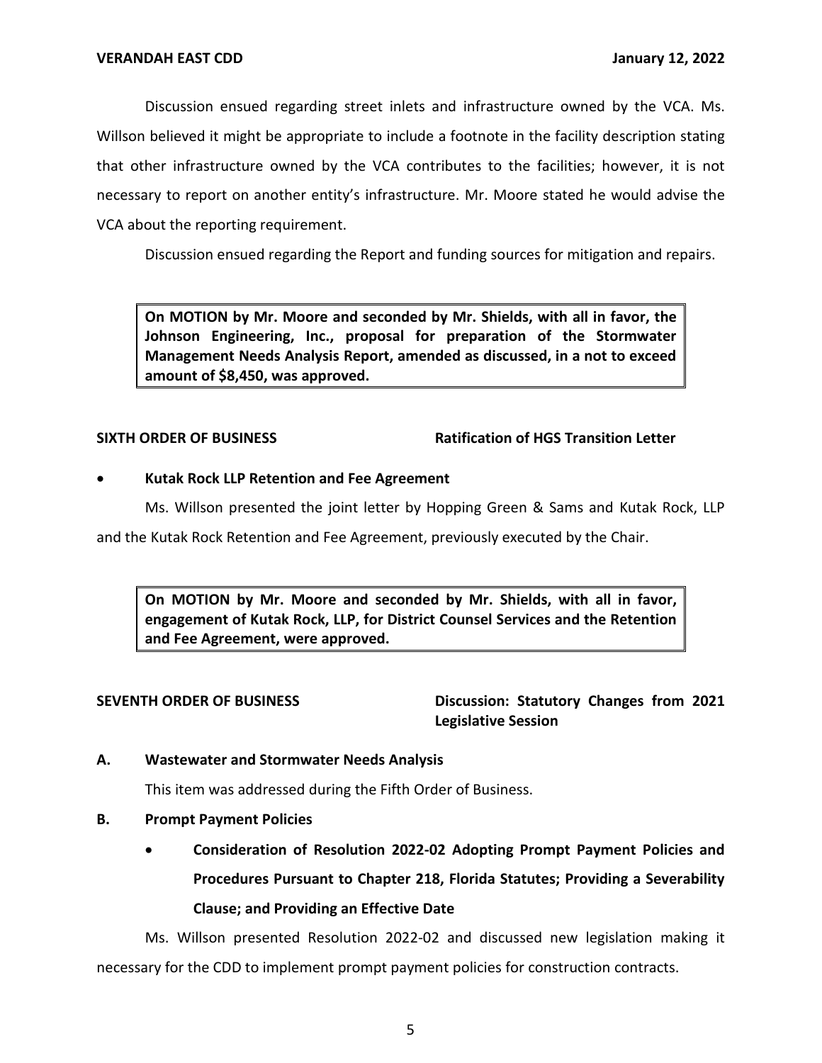Discussion ensued regarding street inlets and infrastructure owned by the VCA. Ms. Willson believed it might be appropriate to include a footnote in the facility description stating that other infrastructure owned by the VCA contributes to the facilities; however, it is not necessary to report on another entity's infrastructure. Mr. Moore stated he would advise the VCA about the reporting requirement.

Discussion ensued regarding the Report and funding sources for mitigation and repairs.

> **On MOTION by Mr. Moore and seconded by Mr. Shields, with all in favor, the Johnson Engineering, Inc., proposal for preparation of the Stormwater Management Needs Analysis Report, amended as discussed, in a not to exceed amount of $8,450, was approved.**

**SIXTH ORDER OF BUSINESS** **Ratification of HGS Transition Letter**

- **Kutak Rock LLP Retention and Fee Agreement**

Ms. Willson presented the joint letter by Hopping Green & Sams and Kutak Rock, LLP and the Kutak Rock Retention and Fee Agreement, previously executed by the Chair.

> **On MOTION by Mr. Moore and seconded by Mr. Shields, with all in favor, engagement of Kutak Rock, LLP, for District Counsel Services and the Retention and Fee Agreement, were approved.**

**SEVENTH ORDER OF BUSINESS** **Discussion: Statutory Changes from 2021 Legislative Session**

**A. Wastewater and Stormwater Needs Analysis**

This item was addressed during the Fifth Order of Business.

**B. Prompt Payment Policies**

- **Consideration of Resolution 2022-02 Adopting Prompt Payment Policies and Procedures Pursuant to Chapter 218, Florida Statutes; Providing a Severability Clause; and Providing an Effective Date**

Ms. Willson presented Resolution 2022-02 and discussed new legislation making it necessary for the CDD to implement prompt payment policies for construction contracts.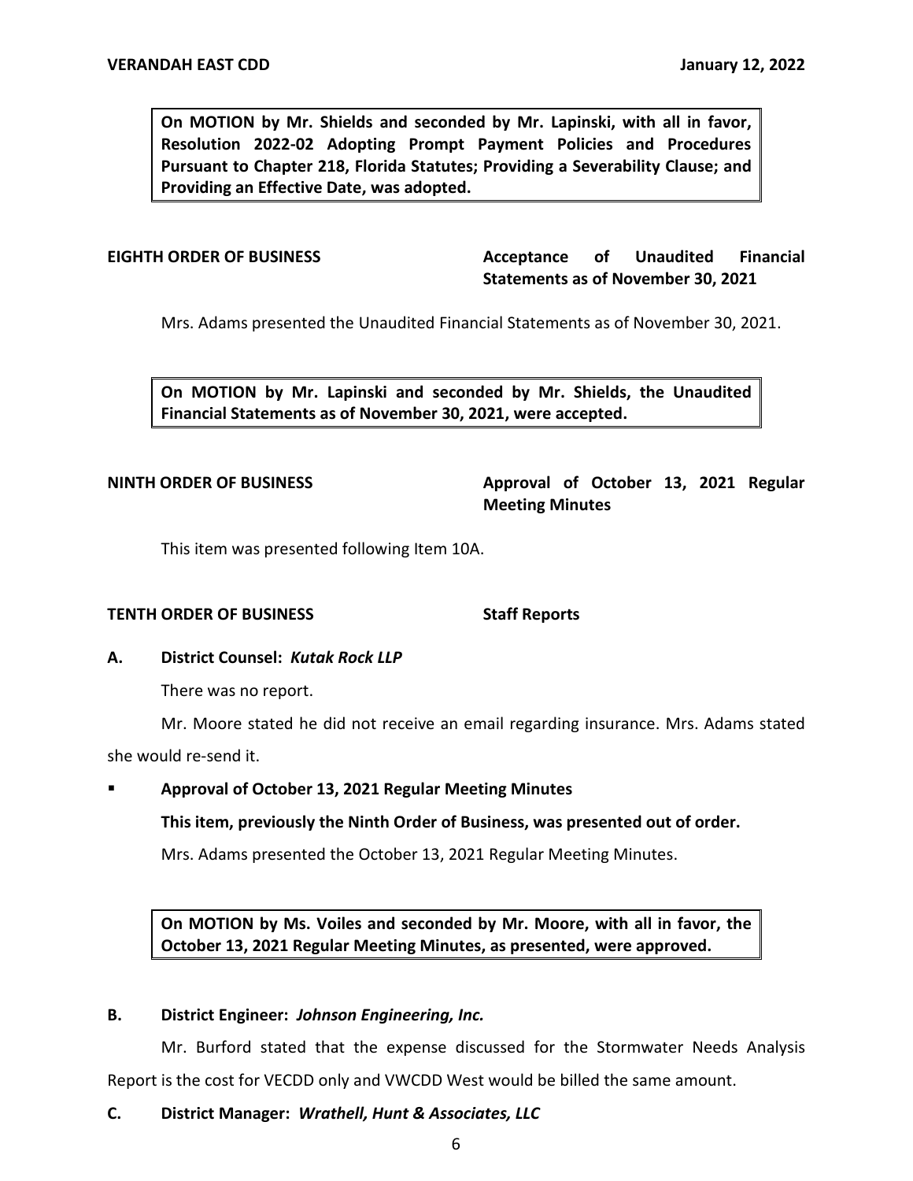**On MOTION by Mr. Shields and seconded by Mr. Lapinski, with all in favor, Resolution 2022-02 Adopting Prompt Payment Policies and Procedures Pursuant to Chapter 218, Florida Statutes; Providing a Severability Clause; and Providing an Effective Date, was adopted.**

**EIGHTH ORDER OF BUSINESS** **Acceptance of Unaudited Financial Statements as of November 30, 2021**

Mrs. Adams presented the Unaudited Financial Statements as of November 30, 2021.

**On MOTION by Mr. Lapinski and seconded by Mr. Shields, the Unaudited Financial Statements as of November 30, 2021, were accepted.**

**NINTH ORDER OF BUSINESS** **Approval of October 13, 2021 Regular Meeting Minutes**

This item was presented following Item 10A.

**TENTH ORDER OF BUSINESS** **Staff Reports**

**A. District Counsel:** ***Kutak Rock LLP***

There was no report.

Mr. Moore stated he did not receive an email regarding insurance. Mrs. Adams stated she would re-send it.

- **Approval of October 13, 2021 Regular Meeting Minutes**

  **This item, previously the Ninth Order of Business, was presented out of order.**

  Mrs. Adams presented the October 13, 2021 Regular Meeting Minutes.

**On MOTION by Ms. Voiles and seconded by Mr. Moore, with all in favor, the October 13, 2021 Regular Meeting Minutes, as presented, were approved.**

**B. District Engineer:** ***Johnson Engineering, Inc.***

Mr. Burford stated that the expense discussed for the Stormwater Needs Analysis Report is the cost for VECDD only and VWCDD West would be billed the same amount.

**C. District Manager:** ***Wrathell, Hunt & Associates, LLC***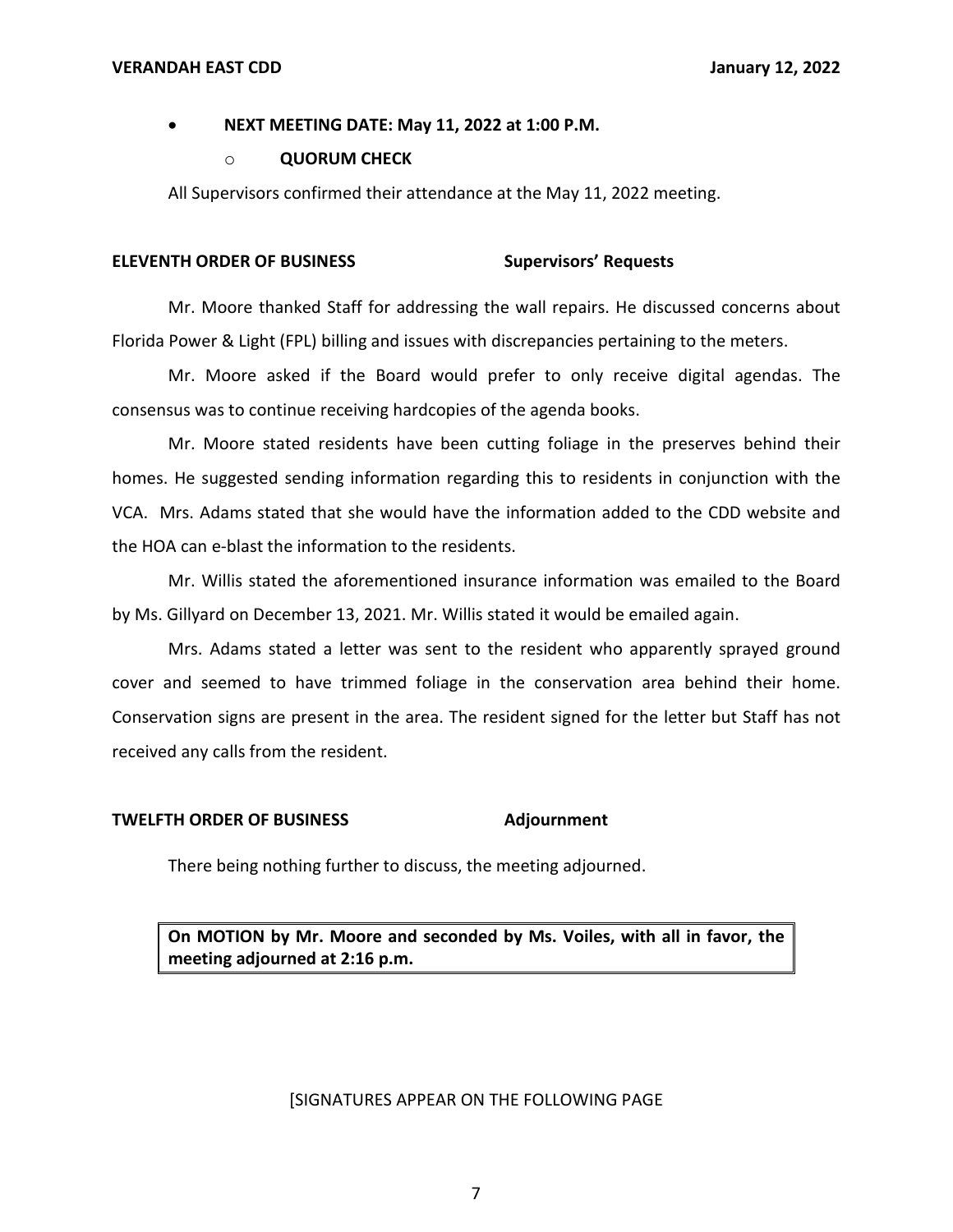- **NEXT MEETING DATE: May 11, 2022 at 1:00 P.M.**
  - **QUORUM CHECK**

All Supervisors confirmed their attendance at the May 11, 2022 meeting.

**ELEVENTH ORDER OF BUSINESS** **Supervisors' Requests**

Mr. Moore thanked Staff for addressing the wall repairs. He discussed concerns about Florida Power & Light (FPL) billing and issues with discrepancies pertaining to the meters.

Mr. Moore asked if the Board would prefer to only receive digital agendas. The consensus was to continue receiving hardcopies of the agenda books.

Mr. Moore stated residents have been cutting foliage in the preserves behind their homes. He suggested sending information regarding this to residents in conjunction with the VCA. Mrs. Adams stated that she would have the information added to the CDD website and the HOA can e-blast the information to the residents.

Mr. Willis stated the aforementioned insurance information was emailed to the Board by Ms. Gillyard on December 13, 2021. Mr. Willis stated it would be emailed again.

Mrs. Adams stated a letter was sent to the resident who apparently sprayed ground cover and seemed to have trimmed foliage in the conservation area behind their home. Conservation signs are present in the area. The resident signed for the letter but Staff has not received any calls from the resident.

**TWELFTH ORDER OF BUSINESS** **Adjournment**

There being nothing further to discuss, the meeting adjourned.

**On MOTION by Mr. Moore and seconded by Ms. Voiles, with all in favor, the meeting adjourned at 2:16 p.m.**

[SIGNATURES APPEAR ON THE FOLLOWING PAGE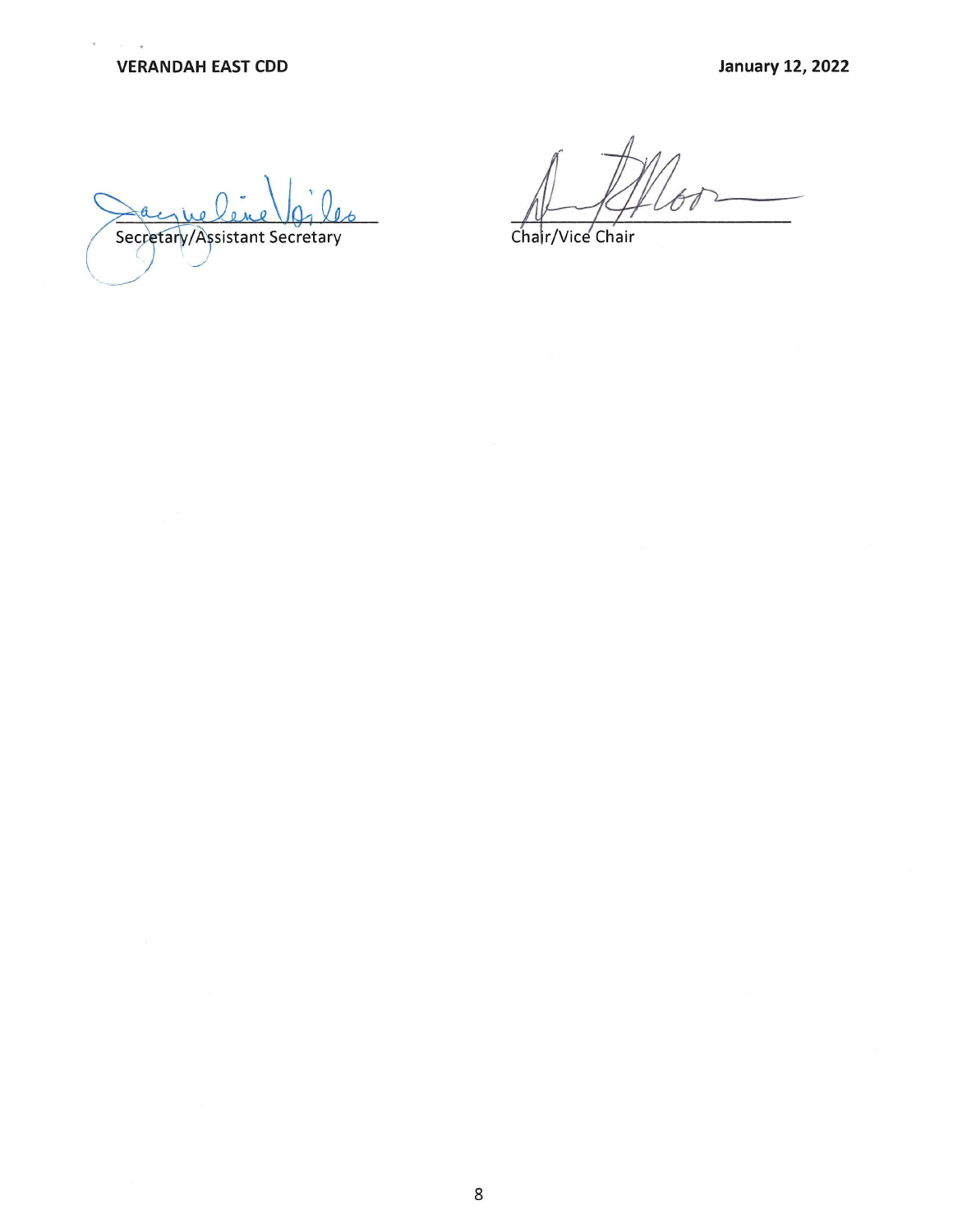Secretary/Assistant Secretary

Chair/Vice Chair